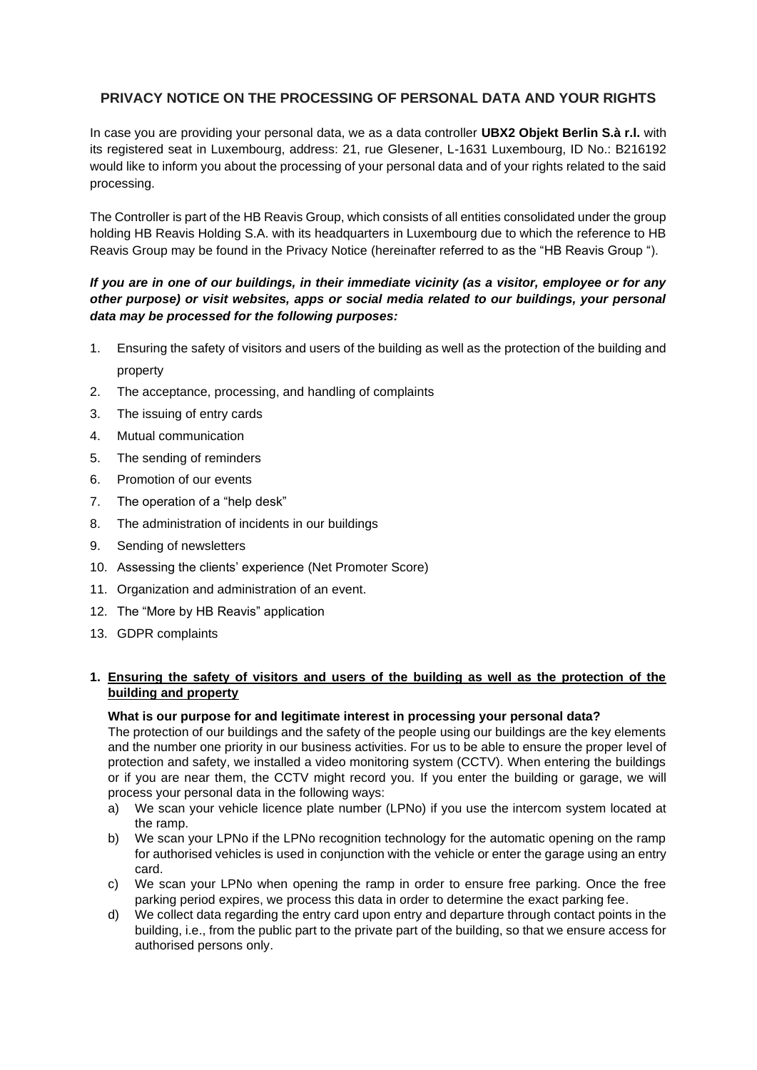# PRIVACY NOTICE ON THE PROCESSING OF PERSONAL DATA AND YOUR RIGHTS

In case you are providing your personal data, we as a data controller **UBX2 Objekt Berlin S.à r.l.** with its registered seat in Luxembourg, address: 21, rue Glesener, L-1631 Luxembourg, ID No.: B216192 would like to inform you about the processing of your personal data and of your rights related to the said processing.

The Controller is part of the HB Reavis Group, which consists of all entities consolidated under the group holding HB Reavis Holding S.A. with its headquarters in Luxembourg due to which the reference to HB Reavis Group may be found in the Privacy Notice (hereinafter referred to as the "HB Reavis Group ").

***If you are in one of our buildings, in their immediate vicinity (as a visitor, employee or for any other purpose) or visit websites, apps or social media related to our buildings, your personal data may be processed for the following purposes:***

1. Ensuring the safety of visitors and users of the building as well as the protection of the building and property
2. The acceptance, processing, and handling of complaints
3. The issuing of entry cards
4. Mutual communication
5. The sending of reminders
6. Promotion of our events
7. The operation of a "help desk"
8. The administration of incidents in our buildings
9. Sending of newsletters
10. Assessing the clients' experience (Net Promoter Score)
11. Organization and administration of an event.
12. The "More by HB Reavis" application
13. GDPR complaints

## 1. Ensuring the safety of visitors and users of the building as well as the protection of the building and property

**What is our purpose for and legitimate interest in processing your personal data?**

The protection of our buildings and the safety of the people using our buildings are the key elements and the number one priority in our business activities. For us to be able to ensure the proper level of protection and safety, we installed a video monitoring system (CCTV). When entering the buildings or if you are near them, the CCTV might record you. If you enter the building or garage, we will process your personal data in the following ways:

a) We scan your vehicle licence plate number (LPNo) if you use the intercom system located at the ramp.
b) We scan your LPNo if the LPNo recognition technology for the automatic opening on the ramp for authorised vehicles is used in conjunction with the vehicle or enter the garage using an entry card.
c) We scan your LPNo when opening the ramp in order to ensure free parking. Once the free parking period expires, we process this data in order to determine the exact parking fee.
d) We collect data regarding the entry card upon entry and departure through contact points in the building, i.e., from the public part to the private part of the building, so that we ensure access for authorised persons only.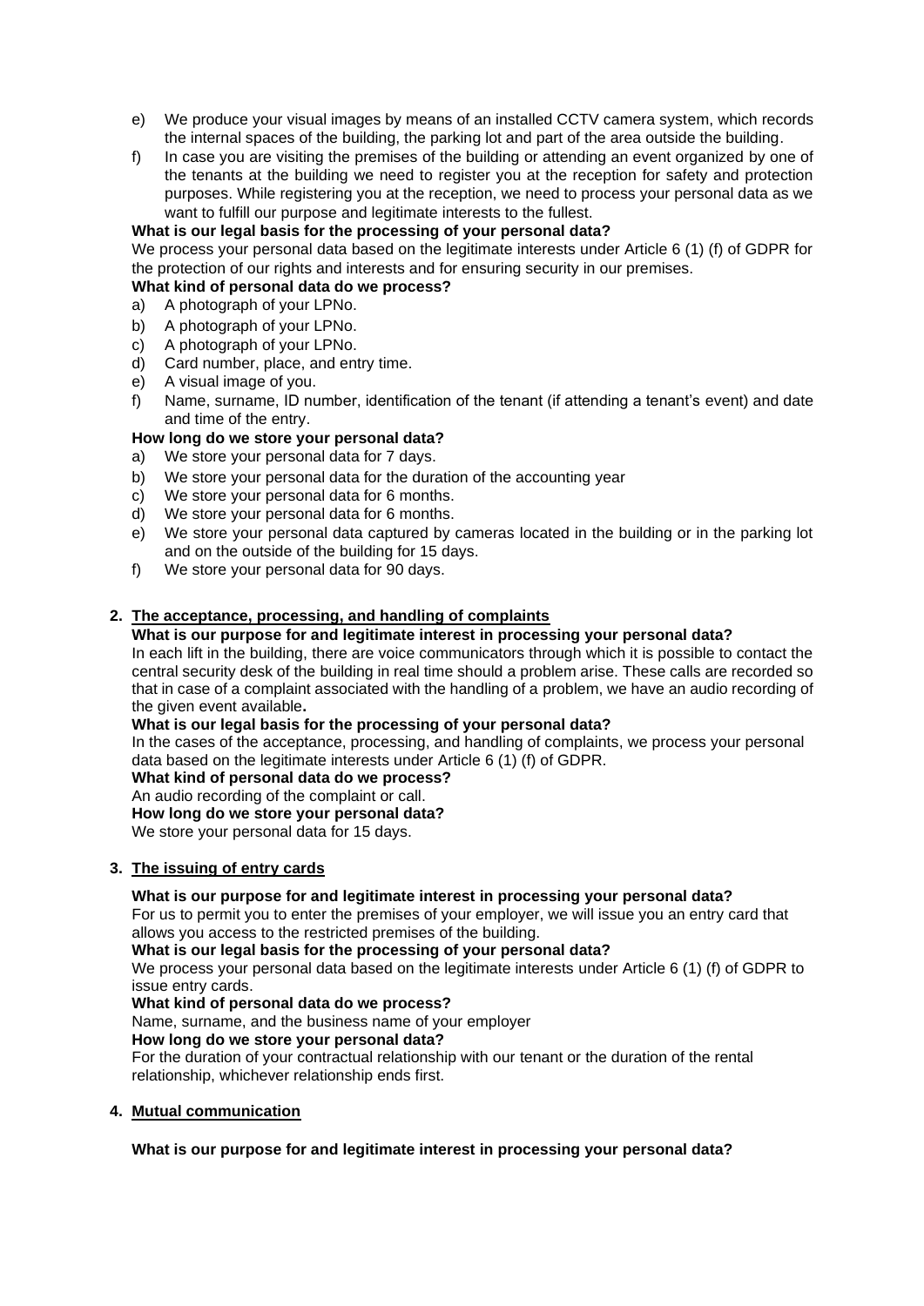e) We produce your visual images by means of an installed CCTV camera system, which records the internal spaces of the building, the parking lot and part of the area outside the building.
f) In case you are visiting the premises of the building or attending an event organized by one of the tenants at the building we need to register you at the reception for safety and protection purposes. While registering you at the reception, we need to process your personal data as we want to fulfill our purpose and legitimate interests to the fullest.

**What is our legal basis for the processing of your personal data?**

We process your personal data based on the legitimate interests under Article 6 (1) (f) of GDPR for the protection of our rights and interests and for ensuring security in our premises.

**What kind of personal data do we process?**

a) A photograph of your LPNo.
b) A photograph of your LPNo.
c) A photograph of your LPNo.
d) Card number, place, and entry time.
e) A visual image of you.
f) Name, surname, ID number, identification of the tenant (if attending a tenant's event) and date and time of the entry.

**How long do we store your personal data?**

a) We store your personal data for 7 days.
b) We store your personal data for the duration of the accounting year
c) We store your personal data for 6 months.
d) We store your personal data for 6 months.
e) We store your personal data captured by cameras located in the building or in the parking lot and on the outside of the building for 15 days.
f) We store your personal data for 90 days.

## 2. The acceptance, processing, and handling of complaints

**What is our purpose for and legitimate interest in processing your personal data?**

In each lift in the building, there are voice communicators through which it is possible to contact the central security desk of the building in real time should a problem arise. These calls are recorded so that in case of a complaint associated with the handling of a problem, we have an audio recording of the given event available**.**

**What is our legal basis for the processing of your personal data?**

In the cases of the acceptance, processing, and handling of complaints, we process your personal data based on the legitimate interests under Article 6 (1) (f) of GDPR.

**What kind of personal data do we process?**

An audio recording of the complaint or call.

**How long do we store your personal data?**

We store your personal data for 15 days.

## 3. The issuing of entry cards

**What is our purpose for and legitimate interest in processing your personal data?**

For us to permit you to enter the premises of your employer, we will issue you an entry card that allows you access to the restricted premises of the building.

**What is our legal basis for the processing of your personal data?**

We process your personal data based on the legitimate interests under Article 6 (1) (f) of GDPR to issue entry cards.

**What kind of personal data do we process?**

Name, surname, and the business name of your employer

**How long do we store your personal data?**

For the duration of your contractual relationship with our tenant or the duration of the rental relationship, whichever relationship ends first.

## 4. Mutual communication

**What is our purpose for and legitimate interest in processing your personal data?**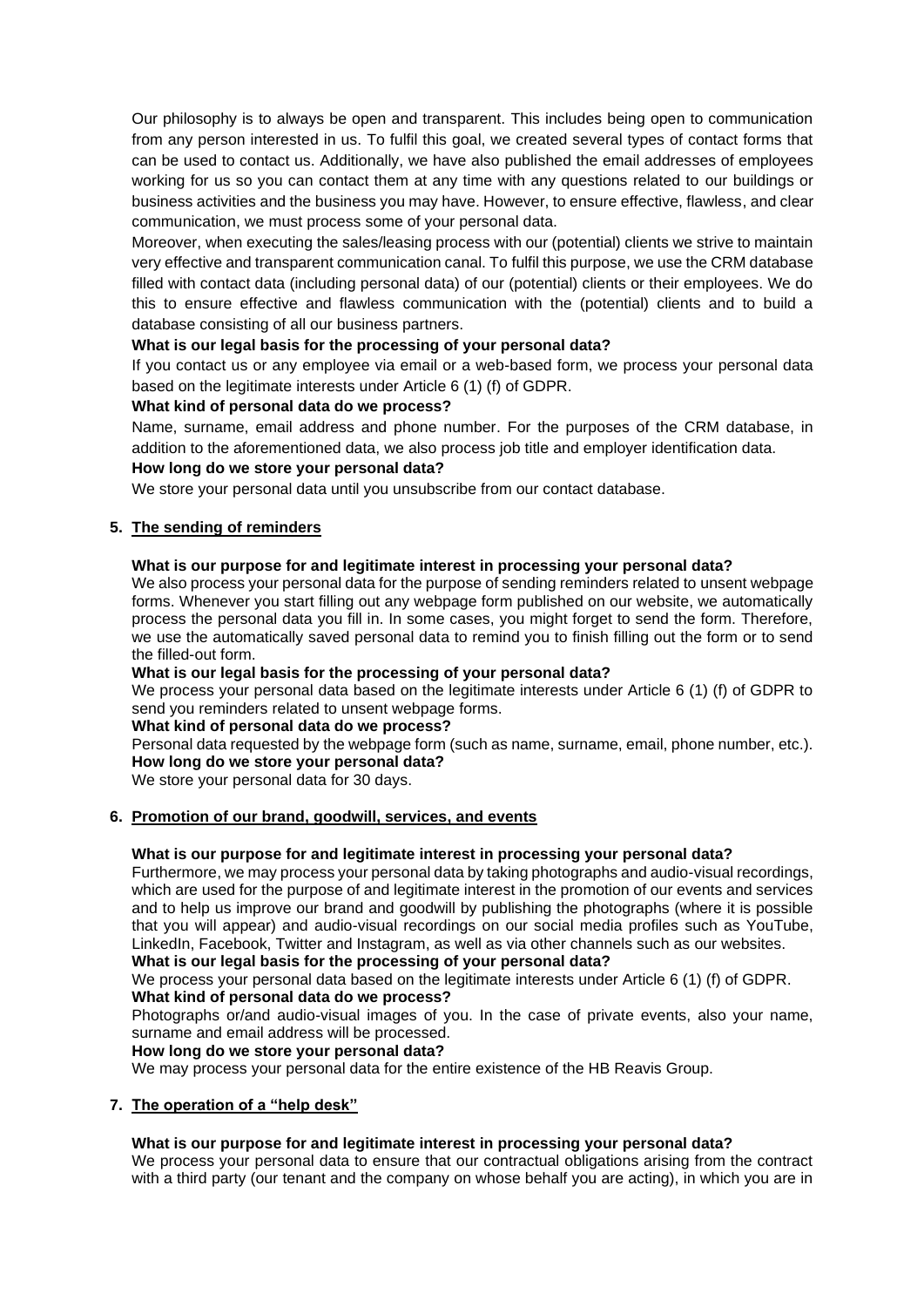Our philosophy is to always be open and transparent. This includes being open to communication from any person interested in us. To fulfil this goal, we created several types of contact forms that can be used to contact us. Additionally, we have also published the email addresses of employees working for us so you can contact them at any time with any questions related to our buildings or business activities and the business you may have. However, to ensure effective, flawless, and clear communication, we must process some of your personal data.

Moreover, when executing the sales/leasing process with our (potential) clients we strive to maintain very effective and transparent communication canal. To fulfil this purpose, we use the CRM database filled with contact data (including personal data) of our (potential) clients or their employees. We do this to ensure effective and flawless communication with the (potential) clients and to build a database consisting of all our business partners.

**What is our legal basis for the processing of your personal data?**

If you contact us or any employee via email or a web-based form, we process your personal data based on the legitimate interests under Article 6 (1) (f) of GDPR.

**What kind of personal data do we process?**

Name, surname, email address and phone number. For the purposes of the CRM database, in addition to the aforementioned data, we also process job title and employer identification data.

**How long do we store your personal data?**

We store your personal data until you unsubscribe from our contact database.

## 5. The sending of reminders

**What is our purpose for and legitimate interest in processing your personal data?**

We also process your personal data for the purpose of sending reminders related to unsent webpage forms. Whenever you start filling out any webpage form published on our website, we automatically process the personal data you fill in. In some cases, you might forget to send the form. Therefore, we use the automatically saved personal data to remind you to finish filling out the form or to send the filled-out form.

**What is our legal basis for the processing of your personal data?**

We process your personal data based on the legitimate interests under Article 6 (1) (f) of GDPR to send you reminders related to unsent webpage forms.

**What kind of personal data do we process?**

Personal data requested by the webpage form (such as name, surname, email, phone number, etc.).

**How long do we store your personal data?**

We store your personal data for 30 days.

## 6. Promotion of our brand, goodwill, services, and events

**What is our purpose for and legitimate interest in processing your personal data?**

Furthermore, we may process your personal data by taking photographs and audio-visual recordings, which are used for the purpose of and legitimate interest in the promotion of our events and services and to help us improve our brand and goodwill by publishing the photographs (where it is possible that you will appear) and audio-visual recordings on our social media profiles such as YouTube, LinkedIn, Facebook, Twitter and Instagram, as well as via other channels such as our websites.

**What is our legal basis for the processing of your personal data?**

We process your personal data based on the legitimate interests under Article 6 (1) (f) of GDPR.

**What kind of personal data do we process?**

Photographs or/and audio-visual images of you. In the case of private events, also your name, surname and email address will be processed.

**How long do we store your personal data?**

We may process your personal data for the entire existence of the HB Reavis Group.

## 7. The operation of a "help desk"

**What is our purpose for and legitimate interest in processing your personal data?**

We process your personal data to ensure that our contractual obligations arising from the contract with a third party (our tenant and the company on whose behalf you are acting), in which you are in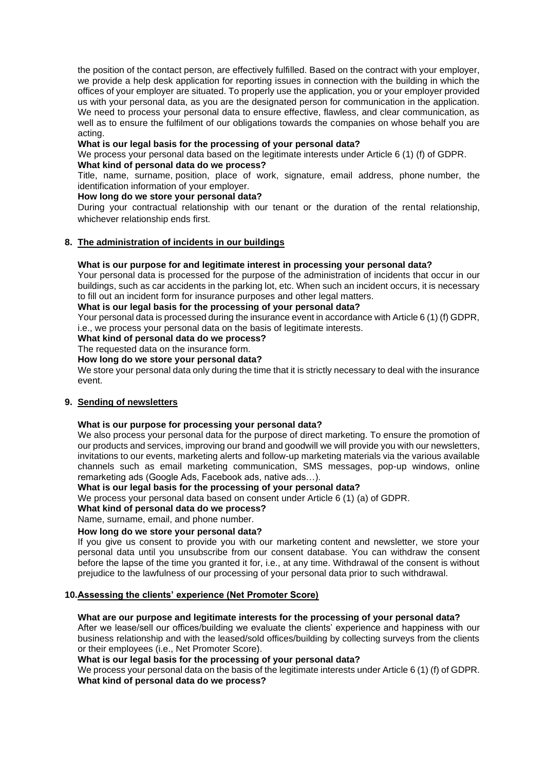the position of the contact person, are effectively fulfilled. Based on the contract with your employer, we provide a help desk application for reporting issues in connection with the building in which the offices of your employer are situated. To properly use the application, you or your employer provided us with your personal data, as you are the designated person for communication in the application. We need to process your personal data to ensure effective, flawless, and clear communication, as well as to ensure the fulfilment of our obligations towards the companies on whose behalf you are acting.

**What is our legal basis for the processing of your personal data?**

We process your personal data based on the legitimate interests under Article 6 (1) (f) of GDPR.

**What kind of personal data do we process?**

Title, name, surname, position, place of work, signature, email address, phone number, the identification information of your employer.

**How long do we store your personal data?**

During your contractual relationship with our tenant or the duration of the rental relationship, whichever relationship ends first.

## 8. The administration of incidents in our buildings

**What is our purpose for and legitimate interest in processing your personal data?**

Your personal data is processed for the purpose of the administration of incidents that occur in our buildings, such as car accidents in the parking lot, etc. When such an incident occurs, it is necessary to fill out an incident form for insurance purposes and other legal matters.

**What is our legal basis for the processing of your personal data?**

Your personal data is processed during the insurance event in accordance with Article 6 (1) (f) GDPR, i.e., we process your personal data on the basis of legitimate interests.

**What kind of personal data do we process?**

The requested data on the insurance form.

**How long do we store your personal data?**

We store your personal data only during the time that it is strictly necessary to deal with the insurance event.

## 9. Sending of newsletters

**What is our purpose for processing your personal data?**

We also process your personal data for the purpose of direct marketing. To ensure the promotion of our products and services, improving our brand and goodwill we will provide you with our newsletters, invitations to our events, marketing alerts and follow-up marketing materials via the various available channels such as email marketing communication, SMS messages, pop-up windows, online remarketing ads (Google Ads, Facebook ads, native ads…).

**What is our legal basis for the processing of your personal data?**

We process your personal data based on consent under Article 6 (1) (a) of GDPR.

**What kind of personal data do we process?**

Name, surname, email, and phone number.

**How long do we store your personal data?**

If you give us consent to provide you with our marketing content and newsletter, we store your personal data until you unsubscribe from our consent database. You can withdraw the consent before the lapse of the time you granted it for, i.e., at any time. Withdrawal of the consent is without prejudice to the lawfulness of our processing of your personal data prior to such withdrawal.

## 10. Assessing the clients' experience (Net Promoter Score)

**What are our purpose and legitimate interests for the processing of your personal data?**

After we lease/sell our offices/building we evaluate the clients' experience and happiness with our business relationship and with the leased/sold offices/building by collecting surveys from the clients or their employees (i.e., Net Promoter Score).

**What is our legal basis for the processing of your personal data?**

We process your personal data on the basis of the legitimate interests under Article 6 (1) (f) of GDPR.

**What kind of personal data do we process?**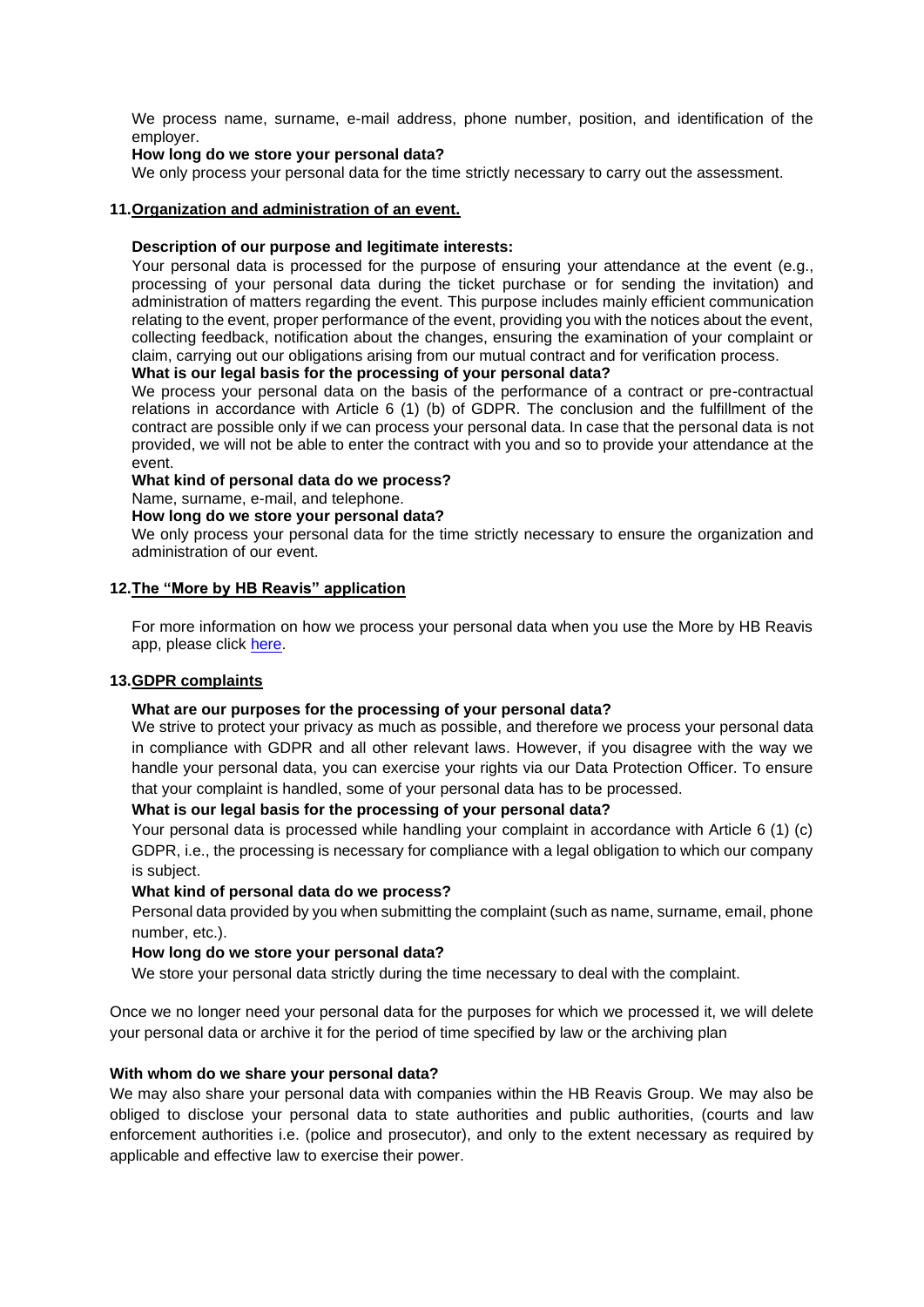We process name, surname, e-mail address, phone number, position, and identification of the employer.

**How long do we store your personal data?**

We only process your personal data for the time strictly necessary to carry out the assessment.

## 11. Organization and administration of an event.

**Description of our purpose and legitimate interests:**

Your personal data is processed for the purpose of ensuring your attendance at the event (e.g., processing of your personal data during the ticket purchase or for sending the invitation) and administration of matters regarding the event. This purpose includes mainly efficient communication relating to the event, proper performance of the event, providing you with the notices about the event, collecting feedback, notification about the changes, ensuring the examination of your complaint or claim, carrying out our obligations arising from our mutual contract and for verification process.

**What is our legal basis for the processing of your personal data?**

We process your personal data on the basis of the performance of a contract or pre-contractual relations in accordance with Article 6 (1) (b) of GDPR. The conclusion and the fulfillment of the contract are possible only if we can process your personal data. In case that the personal data is not provided, we will not be able to enter the contract with you and so to provide your attendance at the event.

**What kind of personal data do we process?**

Name, surname, e-mail, and telephone.

**How long do we store your personal data?**

We only process your personal data for the time strictly necessary to ensure the organization and administration of our event.

## 12. The "More by HB Reavis" application

For more information on how we process your personal data when you use the More by HB Reavis app, please click here.

## 13. GDPR complaints

**What are our purposes for the processing of your personal data?**

We strive to protect your privacy as much as possible, and therefore we process your personal data in compliance with GDPR and all other relevant laws. However, if you disagree with the way we handle your personal data, you can exercise your rights via our Data Protection Officer. To ensure that your complaint is handled, some of your personal data has to be processed.

**What is our legal basis for the processing of your personal data?**

Your personal data is processed while handling your complaint in accordance with Article 6 (1) (c) GDPR, i.e., the processing is necessary for compliance with a legal obligation to which our company is subject.

**What kind of personal data do we process?**

Personal data provided by you when submitting the complaint (such as name, surname, email, phone number, etc.).

**How long do we store your personal data?**

We store your personal data strictly during the time necessary to deal with the complaint.

Once we no longer need your personal data for the purposes for which we processed it, we will delete your personal data or archive it for the period of time specified by law or the archiving plan

**With whom do we share your personal data?**

We may also share your personal data with companies within the HB Reavis Group. We may also be obliged to disclose your personal data to state authorities and public authorities, (courts and law enforcement authorities i.e. (police and prosecutor), and only to the extent necessary as required by applicable and effective law to exercise their power.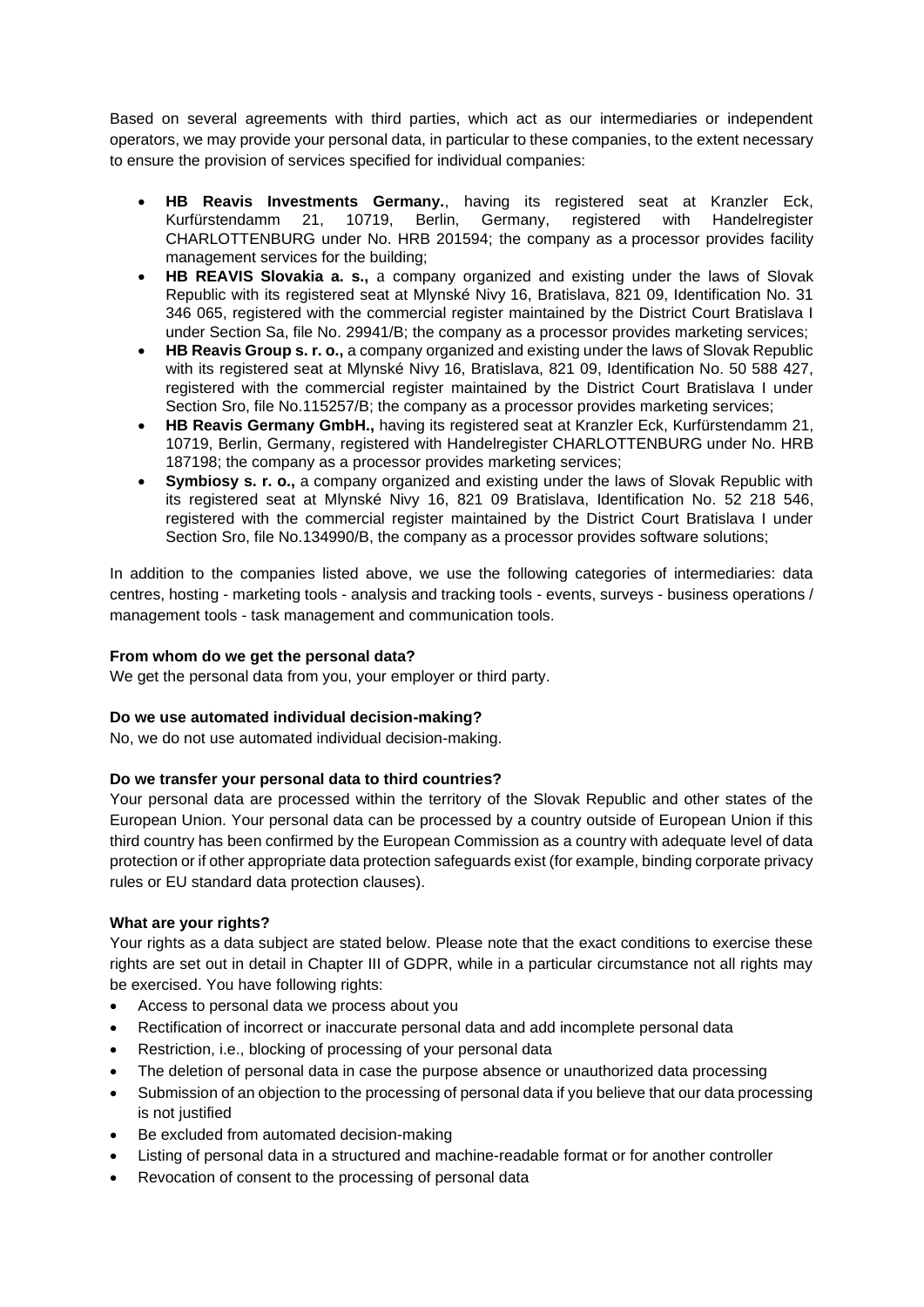Based on several agreements with third parties, which act as our intermediaries or independent operators, we may provide your personal data, in particular to these companies, to the extent necessary to ensure the provision of services specified for individual companies:

- **HB Reavis Investments Germany.**, having its registered seat at Kranzler Eck, Kurfürstendamm 21, 10719, Berlin, Germany, registered with Handelregister CHARLOTTENBURG under No. HRB 201594; the company as a processor provides facility management services for the building;
- **HB REAVIS Slovakia a. s.,** a company organized and existing under the laws of Slovak Republic with its registered seat at Mlynské Nivy 16, Bratislava, 821 09, Identification No. 31 346 065, registered with the commercial register maintained by the District Court Bratislava I under Section Sa, file No. 29941/B; the company as a processor provides marketing services;
- **HB Reavis Group s. r. o.,** a company organized and existing under the laws of Slovak Republic with its registered seat at Mlynské Nivy 16, Bratislava, 821 09, Identification No. 50 588 427, registered with the commercial register maintained by the District Court Bratislava I under Section Sro, file No.115257/B; the company as a processor provides marketing services;
- **HB Reavis Germany GmbH.,** having its registered seat at Kranzler Eck, Kurfürstendamm 21, 10719, Berlin, Germany, registered with Handelregister CHARLOTTENBURG under No. HRB 187198; the company as a processor provides marketing services;
- **Symbiosy s. r. o.,** a company organized and existing under the laws of Slovak Republic with its registered seat at Mlynské Nivy 16, 821 09 Bratislava, Identification No. 52 218 546, registered with the commercial register maintained by the District Court Bratislava I under Section Sro, file No.134990/B, the company as a processor provides software solutions;

In addition to the companies listed above, we use the following categories of intermediaries: data centres, hosting - marketing tools - analysis and tracking tools - events, surveys - business operations / management tools - task management and communication tools.

**From whom do we get the personal data?**
We get the personal data from you, your employer or third party.

**Do we use automated individual decision-making?**
No, we do not use automated individual decision-making.

**Do we transfer your personal data to third countries?**
Your personal data are processed within the territory of the Slovak Republic and other states of the European Union. Your personal data can be processed by a country outside of European Union if this third country has been confirmed by the European Commission as a country with adequate level of data protection or if other appropriate data protection safeguards exist (for example, binding corporate privacy rules or EU standard data protection clauses).

**What are your rights?**
Your rights as a data subject are stated below. Please note that the exact conditions to exercise these rights are set out in detail in Chapter III of GDPR, while in a particular circumstance not all rights may be exercised. You have following rights:

- Access to personal data we process about you
- Rectification of incorrect or inaccurate personal data and add incomplete personal data
- Restriction, i.e., blocking of processing of your personal data
- The deletion of personal data in case the purpose absence or unauthorized data processing
- Submission of an objection to the processing of personal data if you believe that our data processing is not justified
- Be excluded from automated decision-making
- Listing of personal data in a structured and machine-readable format or for another controller
- Revocation of consent to the processing of personal data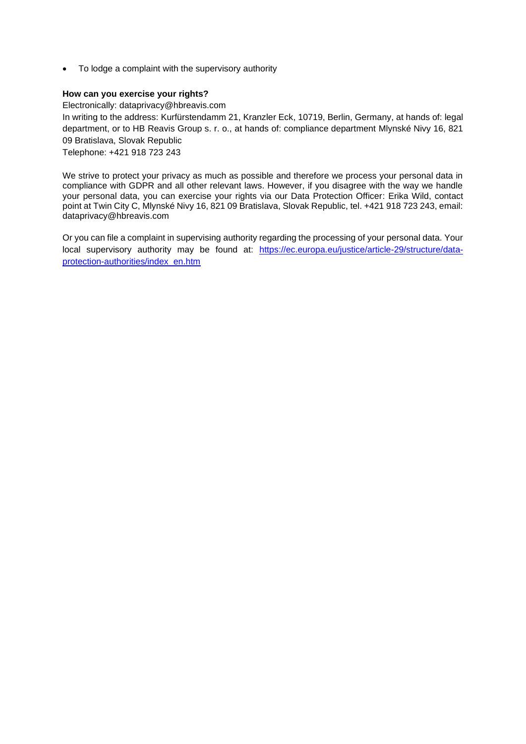- To lodge a complaint with the supervisory authority

**How can you exercise your rights?**

Electronically: dataprivacy@hbreavis.com

In writing to the address: Kurfürstendamm 21, Kranzler Eck, 10719, Berlin, Germany, at hands of: legal department, or to HB Reavis Group s. r. o., at hands of: compliance department Mlynské Nivy 16, 821 09 Bratislava, Slovak Republic

Telephone: +421 918 723 243

We strive to protect your privacy as much as possible and therefore we process your personal data in compliance with GDPR and all other relevant laws. However, if you disagree with the way we handle your personal data, you can exercise your rights via our Data Protection Officer: Erika Wild, contact point at Twin City C, Mlynské Nivy 16, 821 09 Bratislava, Slovak Republic, tel. +421 918 723 243, email: dataprivacy@hbreavis.com

Or you can file a complaint in supervising authority regarding the processing of your personal data. Your local supervisory authority may be found at: [https://ec.europa.eu/justice/article-29/structure/data-protection-authorities/index_en.htm](https://ec.europa.eu/justice/article-29/structure/data-protection-authorities/index_en.htm)